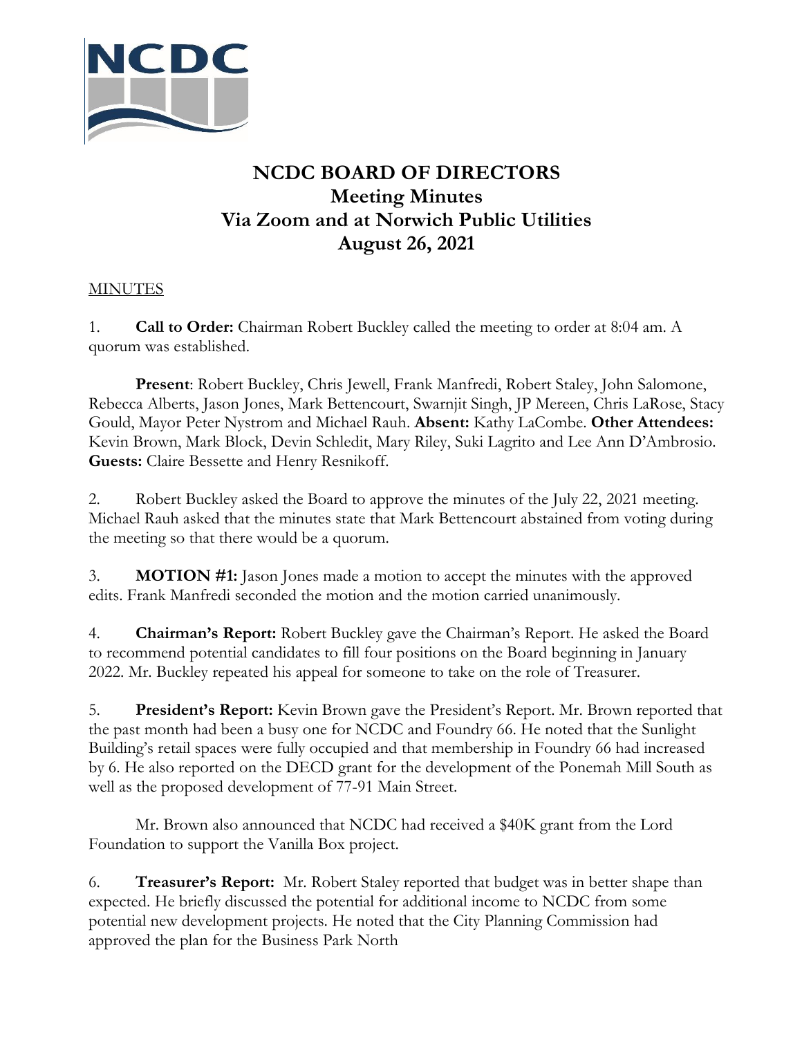# NCDC BOARD OF DIRECTORS
## Meeting Minutes
## Via Zoom and at Norwich Public Utilities
## August 26, 2021

MINUTES

1. **Call to Order:** Chairman Robert Buckley called the meeting to order at 8:04 am. A quorum was established.

   **Present**: Robert Buckley, Chris Jewell, Frank Manfredi, Robert Staley, John Salomone, Rebecca Alberts, Jason Jones, Mark Bettencourt, Swarnjit Singh, JP Mereen, Chris LaRose, Stacy Gould, Mayor Peter Nystrom and Michael Rauh. **Absent:** Kathy LaCombe. **Other Attendees:** Kevin Brown, Mark Block, Devin Schledit, Mary Riley, Suki Lagrito and Lee Ann D'Ambrosio. **Guests:** Claire Bessette and Henry Resnikoff.

2. Robert Buckley asked the Board to approve the minutes of the July 22, 2021 meeting. Michael Rauh asked that the minutes state that Mark Bettencourt abstained from voting during the meeting so that there would be a quorum.

3. **MOTION #1:** Jason Jones made a motion to accept the minutes with the approved edits. Frank Manfredi seconded the motion and the motion carried unanimously.

4. **Chairman's Report:** Robert Buckley gave the Chairman's Report. He asked the Board to recommend potential candidates to fill four positions on the Board beginning in January 2022. Mr. Buckley repeated his appeal for someone to take on the role of Treasurer.

5. **President's Report:** Kevin Brown gave the President's Report. Mr. Brown reported that the past month had been a busy one for NCDC and Foundry 66. He noted that the Sunlight Building's retail spaces were fully occupied and that membership in Foundry 66 had increased by 6. He also reported on the DECD grant for the development of the Ponemah Mill South as well as the proposed development of 77-91 Main Street.

   Mr. Brown also announced that NCDC had received a $40K grant from the Lord Foundation to support the Vanilla Box project.

6. **Treasurer's Report:** Mr. Robert Staley reported that budget was in better shape than expected. He briefly discussed the potential for additional income to NCDC from some potential new development projects. He noted that the City Planning Commission had approved the plan for the Business Park North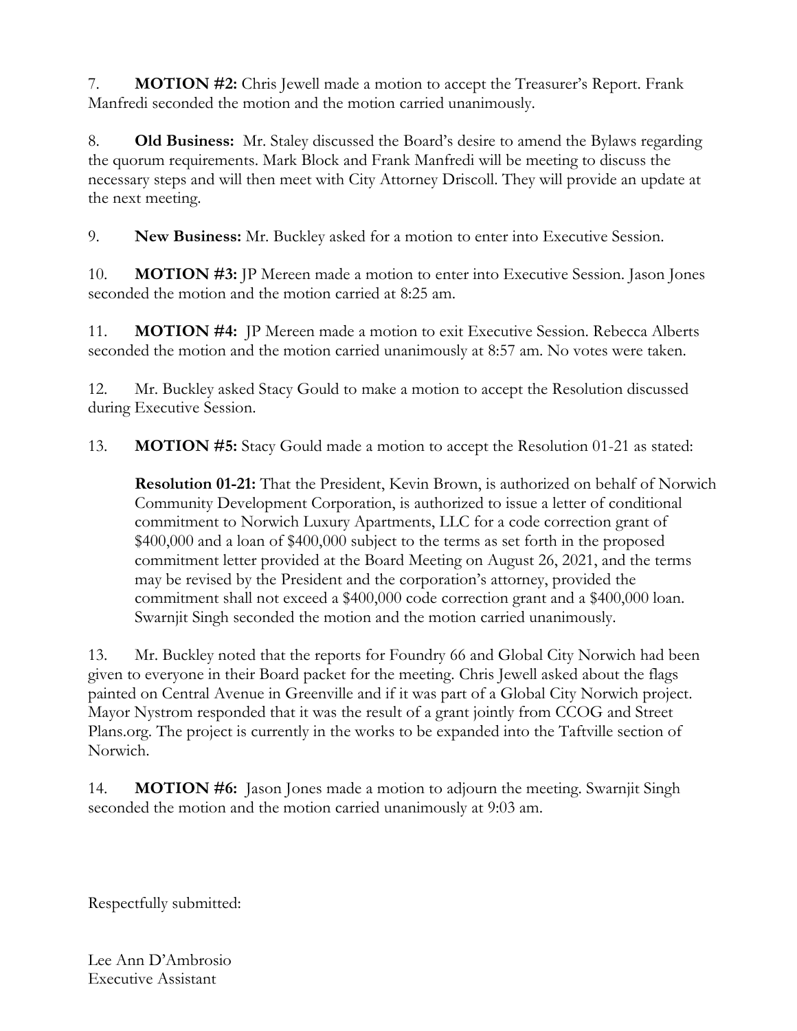7. **MOTION #2:** Chris Jewell made a motion to accept the Treasurer's Report. Frank Manfredi seconded the motion and the motion carried unanimously.

8. **Old Business:** Mr. Staley discussed the Board's desire to amend the Bylaws regarding the quorum requirements. Mark Block and Frank Manfredi will be meeting to discuss the necessary steps and will then meet with City Attorney Driscoll. They will provide an update at the next meeting.

9. **New Business:** Mr. Buckley asked for a motion to enter into Executive Session.

10. **MOTION #3:** JP Mereen made a motion to enter into Executive Session. Jason Jones seconded the motion and the motion carried at 8:25 am.

11. **MOTION #4:** JP Mereen made a motion to exit Executive Session. Rebecca Alberts seconded the motion and the motion carried unanimously at 8:57 am. No votes were taken.

12. Mr. Buckley asked Stacy Gould to make a motion to accept the Resolution discussed during Executive Session.

13. **MOTION #5:** Stacy Gould made a motion to accept the Resolution 01-21 as stated:

> **Resolution 01-21:** That the President, Kevin Brown, is authorized on behalf of Norwich Community Development Corporation, is authorized to issue a letter of conditional commitment to Norwich Luxury Apartments, LLC for a code correction grant of $400,000 and a loan of $400,000 subject to the terms as set forth in the proposed commitment letter provided at the Board Meeting on August 26, 2021, and the terms may be revised by the President and the corporation's attorney, provided the commitment shall not exceed a $400,000 code correction grant and a $400,000 loan. Swarnjit Singh seconded the motion and the motion carried unanimously.

13. Mr. Buckley noted that the reports for Foundry 66 and Global City Norwich had been given to everyone in their Board packet for the meeting. Chris Jewell asked about the flags painted on Central Avenue in Greenville and if it was part of a Global City Norwich project. Mayor Nystrom responded that it was the result of a grant jointly from CCOG and Street Plans.org. The project is currently in the works to be expanded into the Taftville section of Norwich.

14. **MOTION #6:** Jason Jones made a motion to adjourn the meeting. Swarnjit Singh seconded the motion and the motion carried unanimously at 9:03 am.

Respectfully submitted:

Lee Ann D'Ambrosio
Executive Assistant